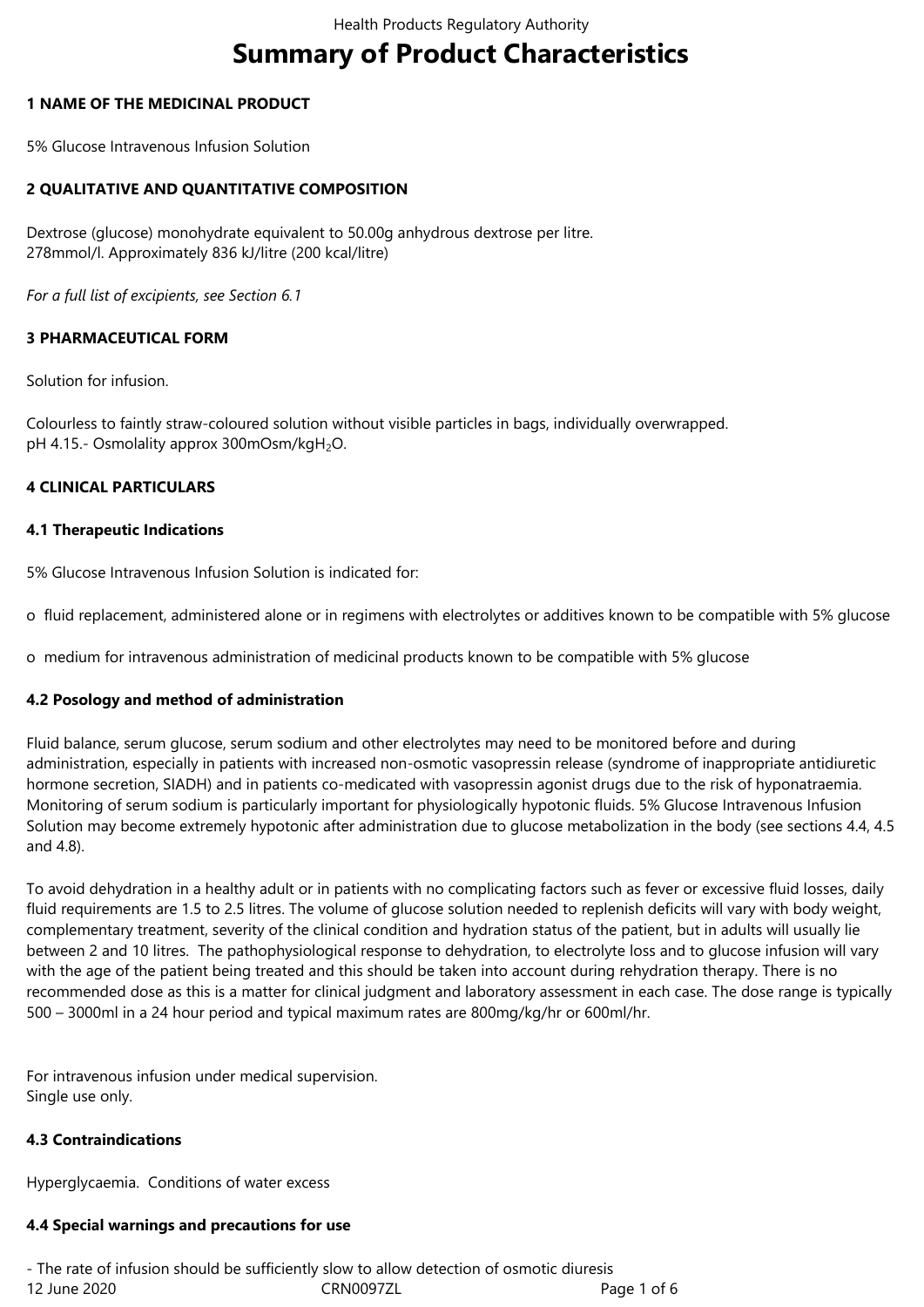# Summary of Product Characteristics

## 1 NAME OF THE MEDICINAL PRODUCT

5% Glucose Intravenous Infusion Solution

## 2 QUALITATIVE AND QUANTITATIVE COMPOSITION

Dextrose (glucose) monohydrate equivalent to 50.00g anhydrous dextrose per litre.
278mmol/l. Approximately 836 kJ/litre (200 kcal/litre)

*For a full list of excipients, see Section 6.1*

## 3 PHARMACEUTICAL FORM

Solution for infusion.

Colourless to faintly straw-coloured solution without visible particles in bags, individually overwrapped.
pH 4.15.- Osmolality approx 300mOsm/kg$H_2O$.

## 4 CLINICAL PARTICULARS

### 4.1 Therapeutic Indications

5% Glucose Intravenous Infusion Solution is indicated for:

- fluid replacement, administered alone or in regimens with electrolytes or additives known to be compatible with 5% glucose
- medium for intravenous administration of medicinal products known to be compatible with 5% glucose

### 4.2 Posology and method of administration

Fluid balance, serum glucose, serum sodium and other electrolytes may need to be monitored before and during administration, especially in patients with increased non-osmotic vasopressin release (syndrome of inappropriate antidiuretic hormone secretion, SIADH) and in patients co-medicated with vasopressin agonist drugs due to the risk of hyponatraemia. Monitoring of serum sodium is particularly important for physiologically hypotonic fluids. 5% Glucose Intravenous Infusion Solution may become extremely hypotonic after administration due to glucose metabolization in the body (see sections 4.4, 4.5 and 4.8).

To avoid dehydration in a healthy adult or in patients with no complicating factors such as fever or excessive fluid losses, daily fluid requirements are 1.5 to 2.5 litres. The volume of glucose solution needed to replenish deficits will vary with body weight, complementary treatment, severity of the clinical condition and hydration status of the patient, but in adults will usually lie between 2 and 10 litres. The pathophysiological response to dehydration, to electrolyte loss and to glucose infusion will vary with the age of the patient being treated and this should be taken into account during rehydration therapy. There is no recommended dose as this is a matter for clinical judgment and laboratory assessment in each case. The dose range is typically 500 – 3000ml in a 24 hour period and typical maximum rates are 800mg/kg/hr or 600ml/hr.

For intravenous infusion under medical supervision.
Single use only.

### 4.3 Contraindications

Hyperglycaemia. Conditions of water excess

### 4.4 Special warnings and precautions for use

- The rate of infusion should be sufficiently slow to allow detection of osmotic diuresis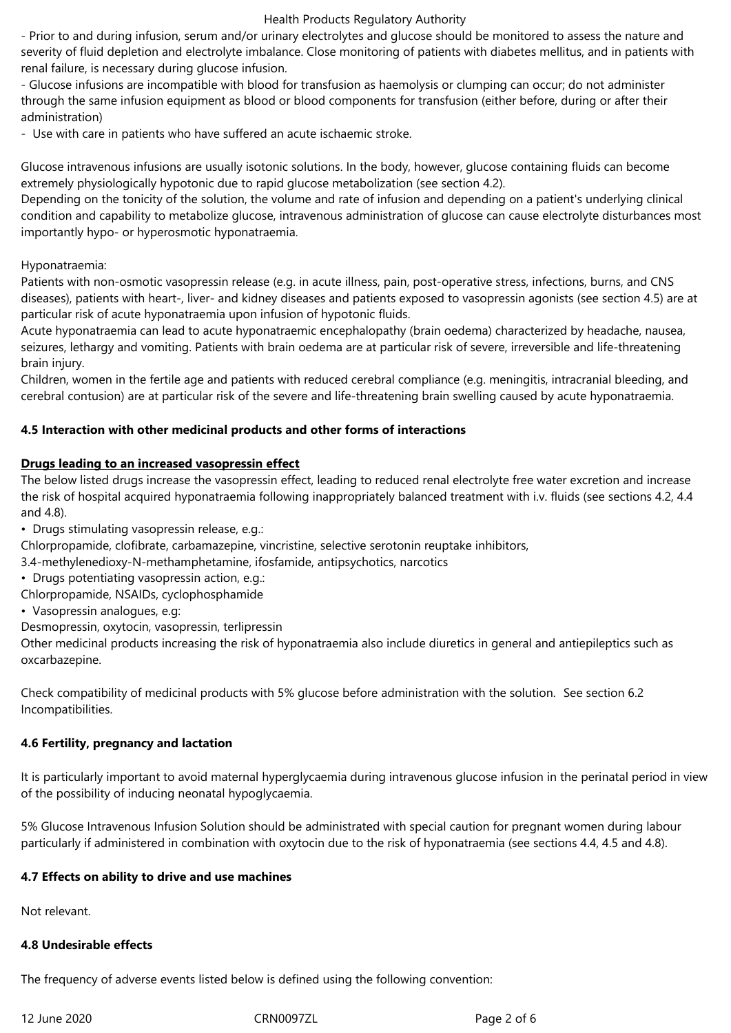- Prior to and during infusion, serum and/or urinary electrolytes and glucose should be monitored to assess the nature and severity of fluid depletion and electrolyte imbalance. Close monitoring of patients with diabetes mellitus, and in patients with renal failure, is necessary during glucose infusion.
- Glucose infusions are incompatible with blood for transfusion as haemolysis or clumping can occur; do not administer through the same infusion equipment as blood or blood components for transfusion (either before, during or after their administration)
- Use with care in patients who have suffered an acute ischaemic stroke.

Glucose intravenous infusions are usually isotonic solutions. In the body, however, glucose containing fluids can become extremely physiologically hypotonic due to rapid glucose metabolization (see section 4.2).
Depending on the tonicity of the solution, the volume and rate of infusion and depending on a patient's underlying clinical condition and capability to metabolize glucose, intravenous administration of glucose can cause electrolyte disturbances most importantly hypo- or hyperosmotic hyponatraemia.

Hyponatraemia:
Patients with non-osmotic vasopressin release (e.g. in acute illness, pain, post-operative stress, infections, burns, and CNS diseases), patients with heart-, liver- and kidney diseases and patients exposed to vasopressin agonists (see section 4.5) are at particular risk of acute hyponatraemia upon infusion of hypotonic fluids.
Acute hyponatraemia can lead to acute hyponatraemic encephalopathy (brain oedema) characterized by headache, nausea, seizures, lethargy and vomiting. Patients with brain oedema are at particular risk of severe, irreversible and life-threatening brain injury.
Children, women in the fertile age and patients with reduced cerebral compliance (e.g. meningitis, intracranial bleeding, and cerebral contusion) are at particular risk of the severe and life-threatening brain swelling caused by acute hyponatraemia.

**4.5 Interaction with other medicinal products and other forms of interactions**

**Drugs leading to an increased vasopressin effect**
The below listed drugs increase the vasopressin effect, leading to reduced renal electrolyte free water excretion and increase the risk of hospital acquired hyponatraemia following inappropriately balanced treatment with i.v. fluids (see sections 4.2, 4.4 and 4.8).

- Drugs stimulating vasopressin release, e.g.:

Chlorpropamide, clofibrate, carbamazepine, vincristine, selective serotonin reuptake inhibitors, 3.4-methylenedioxy-N-methamphetamine, ifosfamide, antipsychotics, narcotics

- Drugs potentiating vasopressin action, e.g.:

Chlorpropamide, NSAIDs, cyclophosphamide

- Vasopressin analogues, e.g:

Desmopressin, oxytocin, vasopressin, terlipressin
Other medicinal products increasing the risk of hyponatraemia also include diuretics in general and antiepileptics such as oxcarbazepine.

Check compatibility of medicinal products with 5% glucose before administration with the solution. See section 6.2 Incompatibilities.

**4.6 Fertility, pregnancy and lactation**

It is particularly important to avoid maternal hyperglycaemia during intravenous glucose infusion in the perinatal period in view of the possibility of inducing neonatal hypoglycaemia.

5% Glucose Intravenous Infusion Solution should be administrated with special caution for pregnant women during labour particularly if administered in combination with oxytocin due to the risk of hyponatraemia (see sections 4.4, 4.5 and 4.8).

**4.7 Effects on ability to drive and use machines**

Not relevant.

**4.8 Undesirable effects**

The frequency of adverse events listed below is defined using the following convention: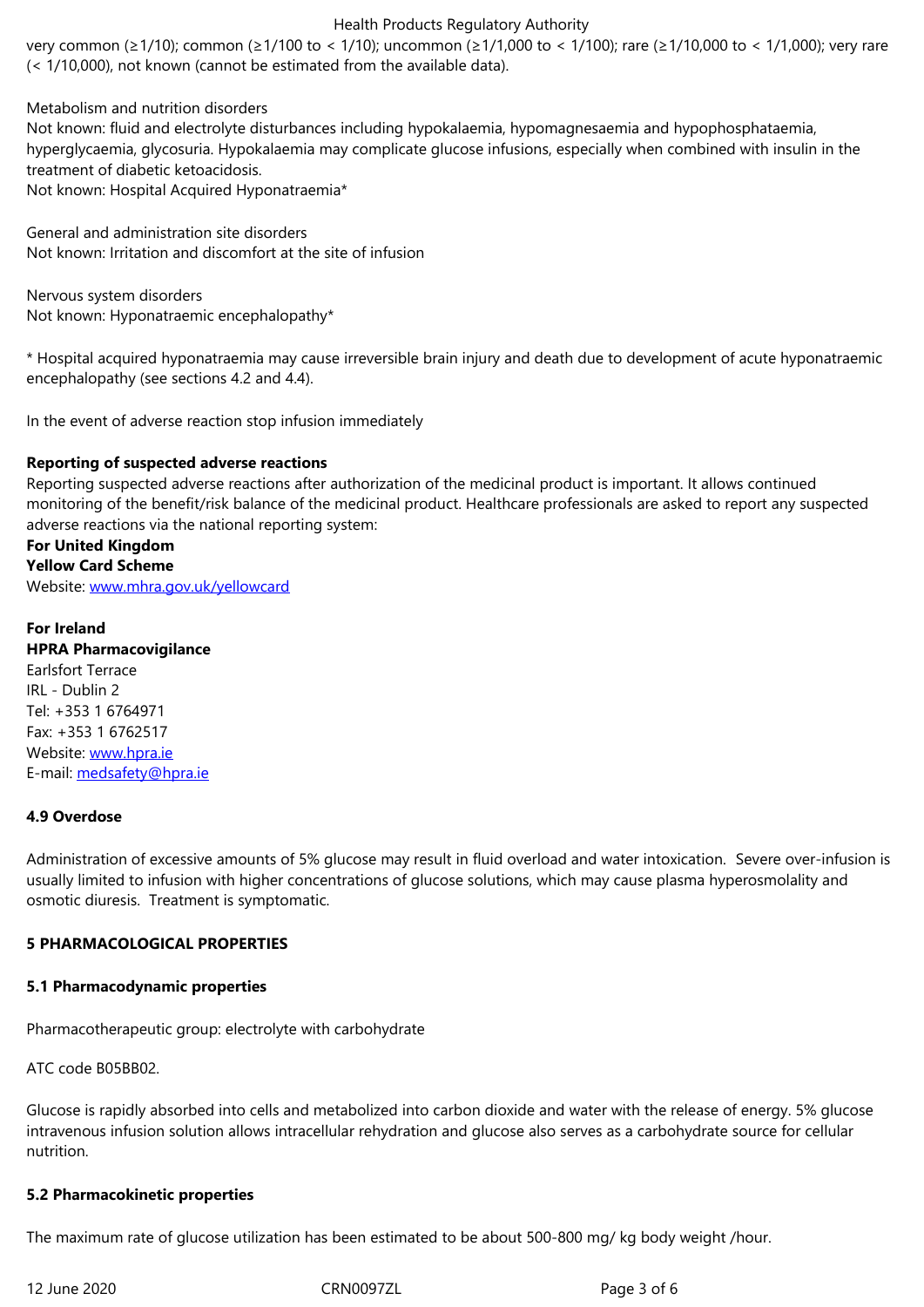very common (≥1/10); common (≥1/100 to < 1/10); uncommon (≥1/1,000 to < 1/100); rare (≥1/10,000 to < 1/1,000); very rare (< 1/10,000), not known (cannot be estimated from the available data).

Metabolism and nutrition disorders
Not known: fluid and electrolyte disturbances including hypokalaemia, hypomagnesaemia and hypophosphataemia, hyperglycaemia, glycosuria. Hypokalaemia may complicate glucose infusions, especially when combined with insulin in the treatment of diabetic ketoacidosis.
Not known: Hospital Acquired Hyponatraemia*

General and administration site disorders
Not known: Irritation and discomfort at the site of infusion

Nervous system disorders
Not known: Hyponatraemic encephalopathy*

* Hospital acquired hyponatraemia may cause irreversible brain injury and death due to development of acute hyponatraemic encephalopathy (see sections 4.2 and 4.4).

In the event of adverse reaction stop infusion immediately

**Reporting of suspected adverse reactions**
Reporting suspected adverse reactions after authorization of the medicinal product is important. It allows continued monitoring of the benefit/risk balance of the medicinal product. Healthcare professionals are asked to report any suspected adverse reactions via the national reporting system:
**For United Kingdom**
**Yellow Card Scheme**
Website: www.mhra.gov.uk/yellowcard

**For Ireland**
**HPRA Pharmacovigilance**
Earlsfort Terrace
IRL - Dublin 2
Tel: +353 1 6764971
Fax: +353 1 6762517
Website: www.hpra.ie
E-mail: medsafety@hpra.ie

## 4.9 Overdose

Administration of excessive amounts of 5% glucose may result in fluid overload and water intoxication. Severe over-infusion is usually limited to infusion with higher concentrations of glucose solutions, which may cause plasma hyperosmolality and osmotic diuresis. Treatment is symptomatic.

# 5 PHARMACOLOGICAL PROPERTIES

## 5.1 Pharmacodynamic properties

Pharmacotherapeutic group: electrolyte with carbohydrate

ATC code B05BB02.

Glucose is rapidly absorbed into cells and metabolized into carbon dioxide and water with the release of energy. 5% glucose intravenous infusion solution allows intracellular rehydration and glucose also serves as a carbohydrate source for cellular nutrition.

## 5.2 Pharmacokinetic properties

The maximum rate of glucose utilization has been estimated to be about 500-800 mg/ kg body weight /hour.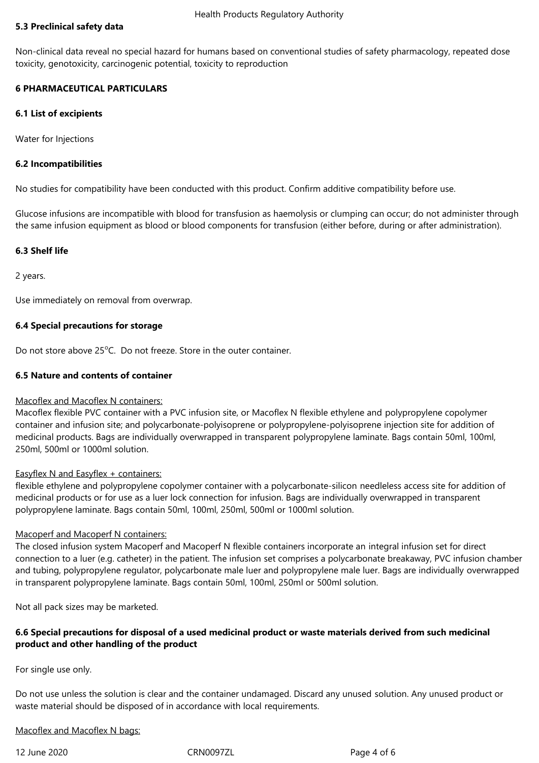### 5.3 Preclinical safety data

Non-clinical data reveal no special hazard for humans based on conventional studies of safety pharmacology, repeated dose toxicity, genotoxicity, carcinogenic potential, toxicity to reproduction

## 6 PHARMACEUTICAL PARTICULARS

### 6.1 List of excipients

Water for Injections

### 6.2 Incompatibilities

No studies for compatibility have been conducted with this product. Confirm additive compatibility before use.

Glucose infusions are incompatible with blood for transfusion as haemolysis or clumping can occur; do not administer through the same infusion equipment as blood or blood components for transfusion (either before, during or after administration).

### 6.3 Shelf life

2 years.

Use immediately on removal from overwrap.

### 6.4 Special precautions for storage

Do not store above 25°C. Do not freeze. Store in the outer container.

### 6.5 Nature and contents of container

Macoflex and Macoflex N containers:
Macoflex flexible PVC container with a PVC infusion site, or Macoflex N flexible ethylene and polypropylene copolymer container and infusion site; and polycarbonate-polyisoprene or polypropylene-polyisoprene injection site for addition of medicinal products. Bags are individually overwrapped in transparent polypropylene laminate. Bags contain 50ml, 100ml, 250ml, 500ml or 1000ml solution.

Easyflex N and Easyflex + containers:
flexible ethylene and polypropylene copolymer container with a polycarbonate-silicon needleless access site for addition of medicinal products or for use as a luer lock connection for infusion. Bags are individually overwrapped in transparent polypropylene laminate. Bags contain 50ml, 100ml, 250ml, 500ml or 1000ml solution.

Macoperf and Macoperf N containers:
The closed infusion system Macoperf and Macoperf N flexible containers incorporate an integral infusion set for direct connection to a luer (e.g. catheter) in the patient. The infusion set comprises a polycarbonate breakaway, PVC infusion chamber and tubing, polypropylene regulator, polycarbonate male luer and polypropylene male luer. Bags are individually overwrapped in transparent polypropylene laminate. Bags contain 50ml, 100ml, 250ml or 500ml solution.

Not all pack sizes may be marketed.

### 6.6 Special precautions for disposal of a used medicinal product or waste materials derived from such medicinal product and other handling of the product

For single use only.

Do not use unless the solution is clear and the container undamaged. Discard any unused solution. Any unused product or waste material should be disposed of in accordance with local requirements.

Macoflex and Macoflex N bags: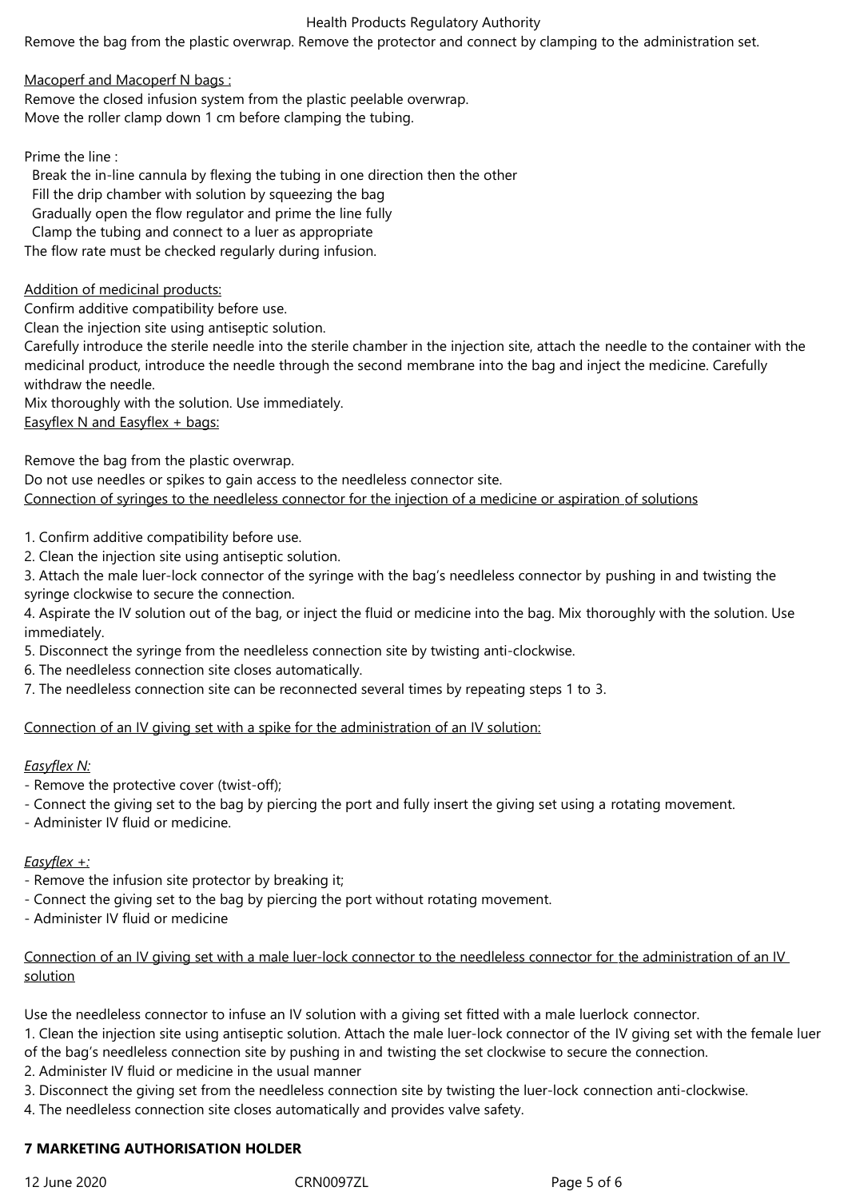Remove the bag from the plastic overwrap. Remove the protector and connect by clamping to the administration set.

Macoperf and Macoperf N bags :

Remove the closed infusion system from the plastic peelable overwrap.
Move the roller clamp down 1 cm before clamping the tubing.

Prime the line :

- Break the in-line cannula by flexing the tubing in one direction then the other
- Fill the drip chamber with solution by squeezing the bag
- Gradually open the flow regulator and prime the line fully
- Clamp the tubing and connect to a luer as appropriate

The flow rate must be checked regularly during infusion.

Addition of medicinal products:

Confirm additive compatibility before use.
Clean the injection site using antiseptic solution.
Carefully introduce the sterile needle into the sterile chamber in the injection site, attach the needle to the container with the medicinal product, introduce the needle through the second membrane into the bag and inject the medicine. Carefully withdraw the needle.
Mix thoroughly with the solution. Use immediately.

Easyflex N and Easyflex + bags:

Remove the bag from the plastic overwrap.
Do not use needles or spikes to gain access to the needleless connector site.

Connection of syringes to the needleless connector for the injection of a medicine or aspiration of solutions

1. Confirm additive compatibility before use.
2. Clean the injection site using antiseptic solution.
3. Attach the male luer-lock connector of the syringe with the bag's needleless connector by pushing in and twisting the syringe clockwise to secure the connection.
4. Aspirate the IV solution out of the bag, or inject the fluid or medicine into the bag. Mix thoroughly with the solution. Use immediately.
5. Disconnect the syringe from the needleless connection site by twisting anti-clockwise.
6. The needleless connection site closes automatically.
7. The needleless connection site can be reconnected several times by repeating steps 1 to 3.

Connection of an IV giving set with a spike for the administration of an IV solution:

*Easyflex N:*

- Remove the protective cover (twist-off);
- Connect the giving set to the bag by piercing the port and fully insert the giving set using a rotating movement.
- Administer IV fluid or medicine.

*Easyflex +:*

- Remove the infusion site protector by breaking it;
- Connect the giving set to the bag by piercing the port without rotating movement.
- Administer IV fluid or medicine

Connection of an IV giving set with a male luer-lock connector to the needleless connector for the administration of an IV solution

Use the needleless connector to infuse an IV solution with a giving set fitted with a male luerlock connector.

1. Clean the injection site using antiseptic solution. Attach the male luer-lock connector of the IV giving set with the female luer of the bag's needleless connection site by pushing in and twisting the set clockwise to secure the connection.
2. Administer IV fluid or medicine in the usual manner
3. Disconnect the giving set from the needleless connection site by twisting the luer-lock connection anti-clockwise.
4. The needleless connection site closes automatically and provides valve safety.

## 7 MARKETING AUTHORISATION HOLDER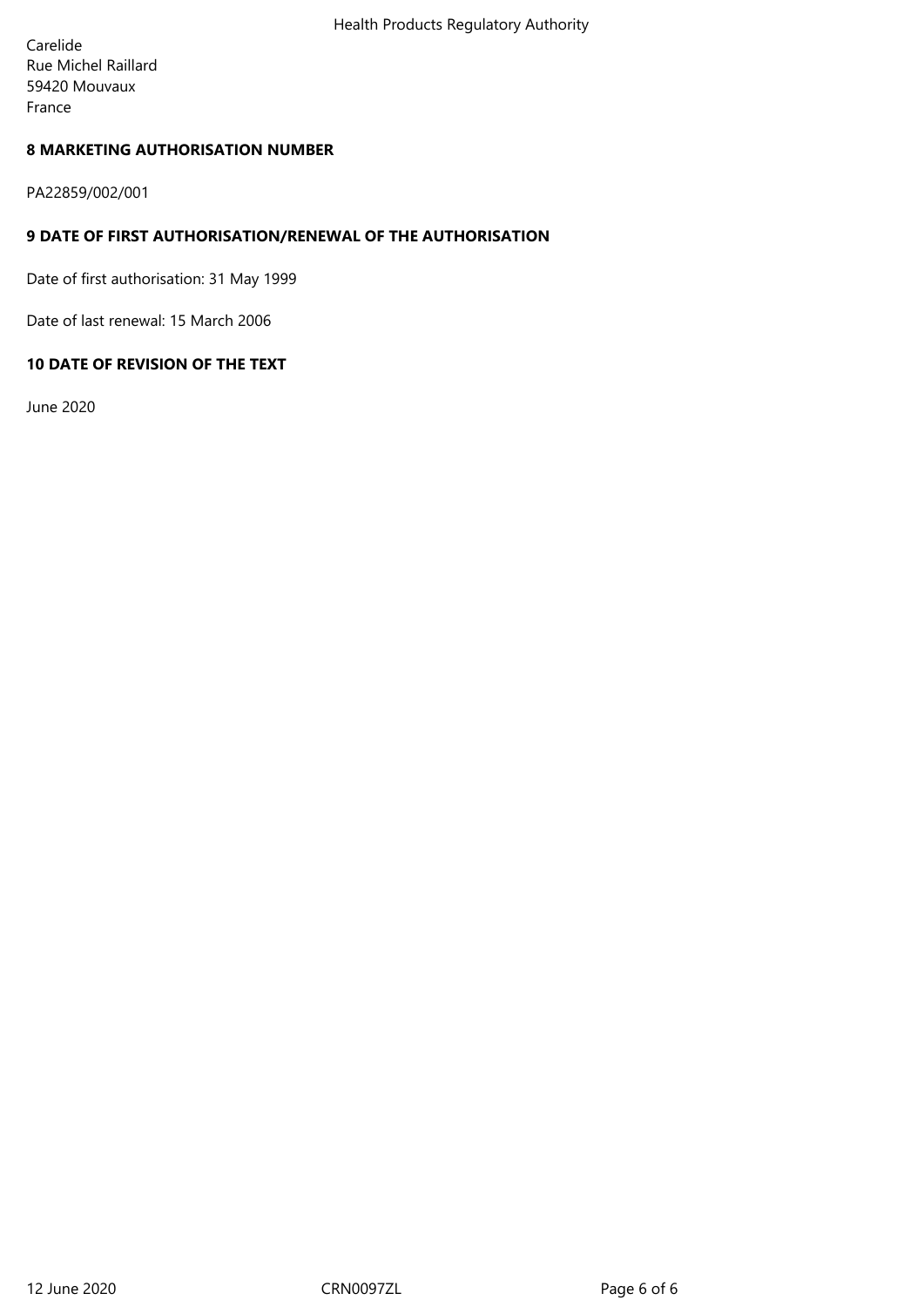Carelide
Rue Michel Raillard
59420 Mouvaux
France

## 8 MARKETING AUTHORISATION NUMBER

PA22859/002/001

## 9 DATE OF FIRST AUTHORISATION/RENEWAL OF THE AUTHORISATION

Date of first authorisation: 31 May 1999

Date of last renewal: 15 March 2006

## 10 DATE OF REVISION OF THE TEXT

June 2020